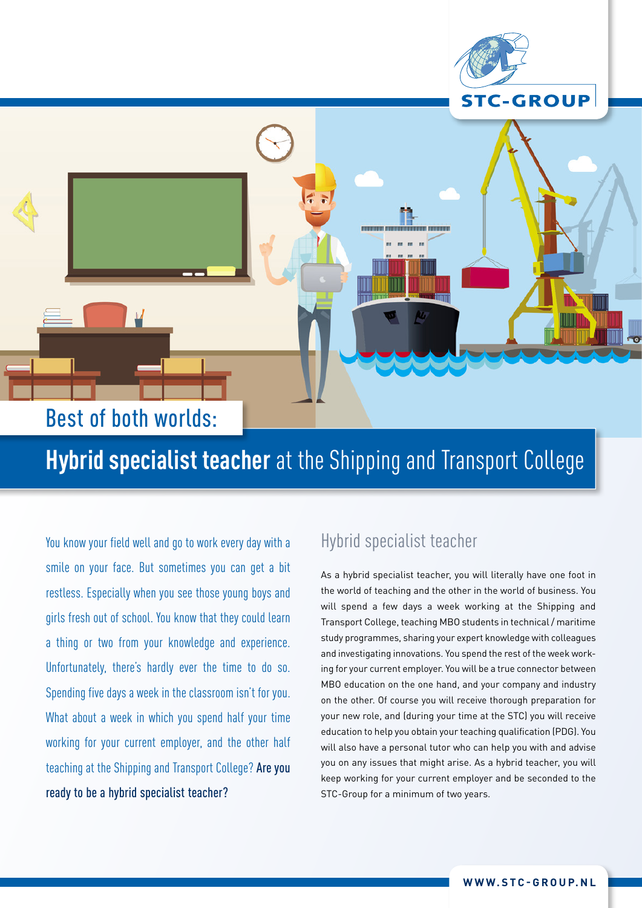STC-GROUP

# Best of both worlds:

## **Hybrid specialist teacher** at the Shipping and Transport College

You know your field well and go to work every day with a smile on your face. But sometimes you can get a bit restless. Especially when you see those young boys and girls fresh out of school. You know that they could learn a thing or two from your knowledge and experience. Unfortunately, there's hardly ever the time to do so. Spending five days a week in the classroom isn't for you. What about a week in which you spend half your time working for your current employer, and the other half teaching at the Shipping and Transport College? **Are you ready to be a hybrid specialist teacher?**

## Hybrid specialist teacher

As a hybrid specialist teacher, you will literally have one foot in the world of teaching and the other in the world of business. You will spend a few days a week working at the Shipping and Transport College, teaching MBO students in technical / maritime study programmes, sharing your expert knowledge with colleagues and investigating innovations. You spend the rest of the week working for your current employer. You will be a true connector between MBO education on the one hand, and your company and industry on the other. Of course you will receive thorough preparation for your new role, and (during your time at the STC) you will receive education to help you obtain your teaching qualification (PDG). You will also have a personal tutor who can help you with and advise you on any issues that might arise. As a hybrid teacher, you will keep working for your current employer and be seconded to the STC-Group for a minimum of two years.

WWW.STC-GROUP.NL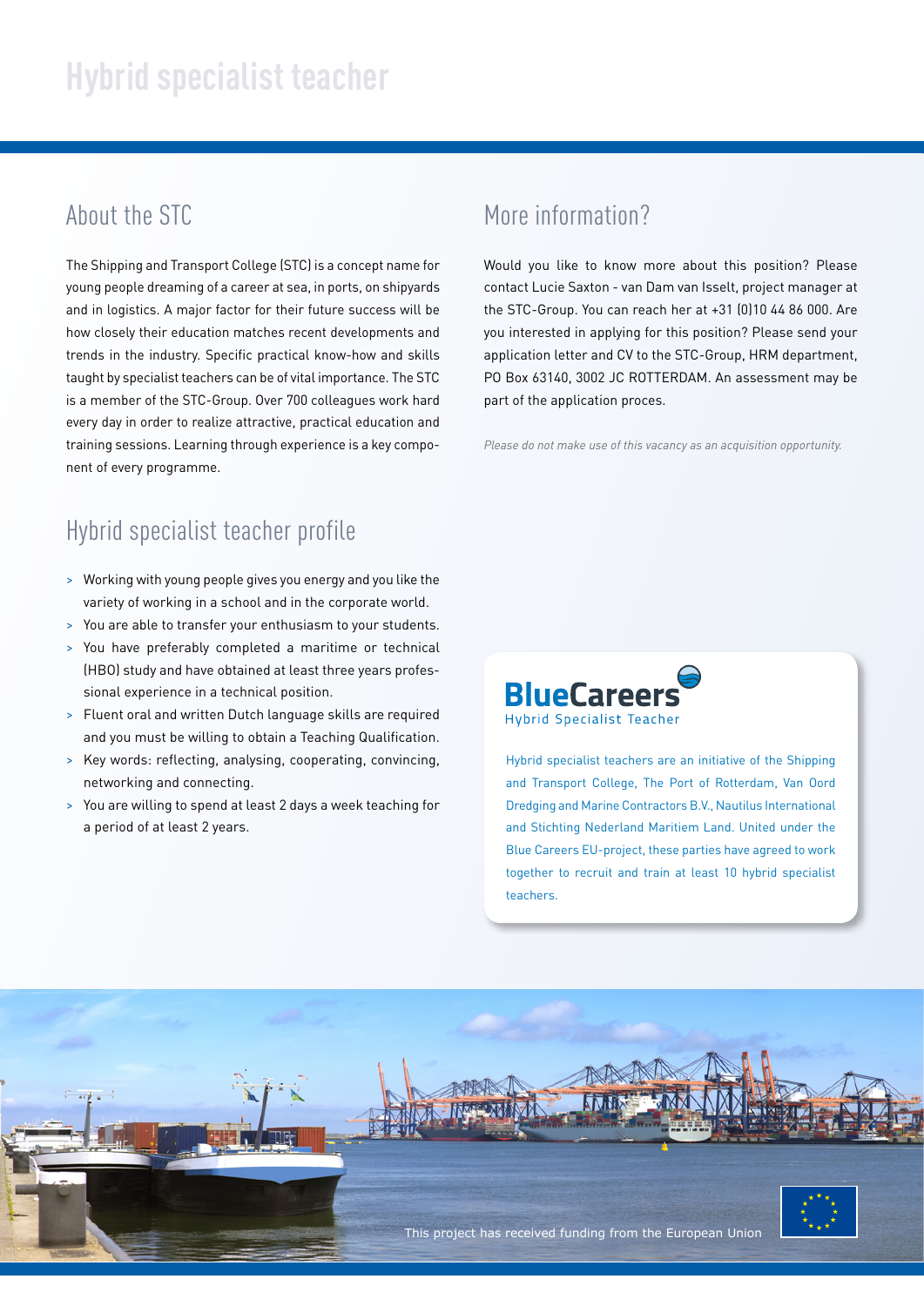# Hybrid specialist teacher

## About the STC

The Shipping and Transport College (STC) is a concept name for young people dreaming of a career at sea, in ports, on shipyards and in logistics. A major factor for their future success will be how closely their education matches recent developments and trends in the industry. Specific practical know-how and skills taught by specialist teachers can be of vital importance. The STC is a member of the STC-Group. Over 700 colleagues work hard every day in order to realize attractive, practical education and training sessions. Learning through experience is a key component of every programme.

## Hybrid specialist teacher profile

> Working with young people gives you energy and you like the variety of working in a school and in the corporate world.
> You are able to transfer your enthusiasm to your students.
> You have preferably completed a maritime or technical (HBO) study and have obtained at least three years professional experience in a technical position.
> Fluent oral and written Dutch language skills are required and you must be willing to obtain a Teaching Qualification.
> Key words: reflecting, analysing, cooperating, convincing, networking and connecting.
> You are willing to spend at least 2 days a week teaching for a period of at least 2 years.

## More information?

Would you like to know more about this position? Please contact Lucie Saxton - van Dam van Isselt, project manager at the STC-Group. You can reach her at +31 (0)10 44 86 000. Are you interested in applying for this position? Please send your application letter and CV to the STC-Group, HRM department, PO Box 63140, 3002 JC ROTTERDAM. An assessment may be part of the application proces.

*Please do not make use of this vacancy as an acquisition opportunity.*

**BlueCareers**
Hybrid Specialist Teacher

Hybrid specialist teachers are an initiative of the Shipping and Transport College, The Port of Rotterdam, Van Oord Dredging and Marine Contractors B.V., Nautilus International and Stichting Nederland Maritiem Land. United under the Blue Careers EU-project, these parties have agreed to work together to recruit and train at least 10 hybrid specialist teachers.

This project has received funding from the European Union